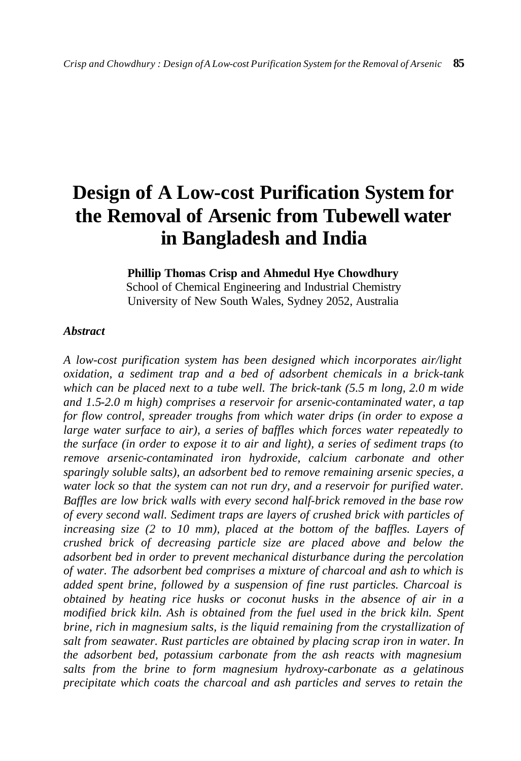# Design of A Low-cost Purification System for the Removal of Arsenic from Tubewell water in Bangladesh and India

**Phillip Thomas Crisp and Ahmedul Hye Chowdhury**
School of Chemical Engineering and Industrial Chemistry
University of New South Wales, Sydney 2052, Australia

***Abstract***

*A low-cost purification system has been designed which incorporates air/light oxidation, a sediment trap and a bed of adsorbent chemicals in a brick-tank which can be placed next to a tube well. The brick-tank (5.5 m long, 2.0 m wide and 1.5-2.0 m high) comprises a reservoir for arsenic-contaminated water, a tap for flow control, spreader troughs from which water drips (in order to expose a large water surface to air), a series of baffles which forces water repeatedly to the surface (in order to expose it to air and light), a series of sediment traps (to remove arsenic-contaminated iron hydroxide, calcium carbonate and other sparingly soluble salts), an adsorbent bed to remove remaining arsenic species, a water lock so that the system can not run dry, and a reservoir for purified water. Baffles are low brick walls with every second half-brick removed in the base row of every second wall. Sediment traps are layers of crushed brick with particles of increasing size (2 to 10 mm), placed at the bottom of the baffles. Layers of crushed brick of decreasing particle size are placed above and below the adsorbent bed in order to prevent mechanical disturbance during the percolation of water. The adsorbent bed comprises a mixture of charcoal and ash to which is added spent brine, followed by a suspension of fine rust particles. Charcoal is obtained by heating rice husks or coconut husks in the absence of air in a modified brick kiln. Ash is obtained from the fuel used in the brick kiln. Spent brine, rich in magnesium salts, is the liquid remaining from the crystallization of salt from seawater. Rust particles are obtained by placing scrap iron in water. In the adsorbent bed, potassium carbonate from the ash reacts with magnesium salts from the brine to form magnesium hydroxy-carbonate as a gelatinous precipitate which coats the charcoal and ash particles and serves to retain the*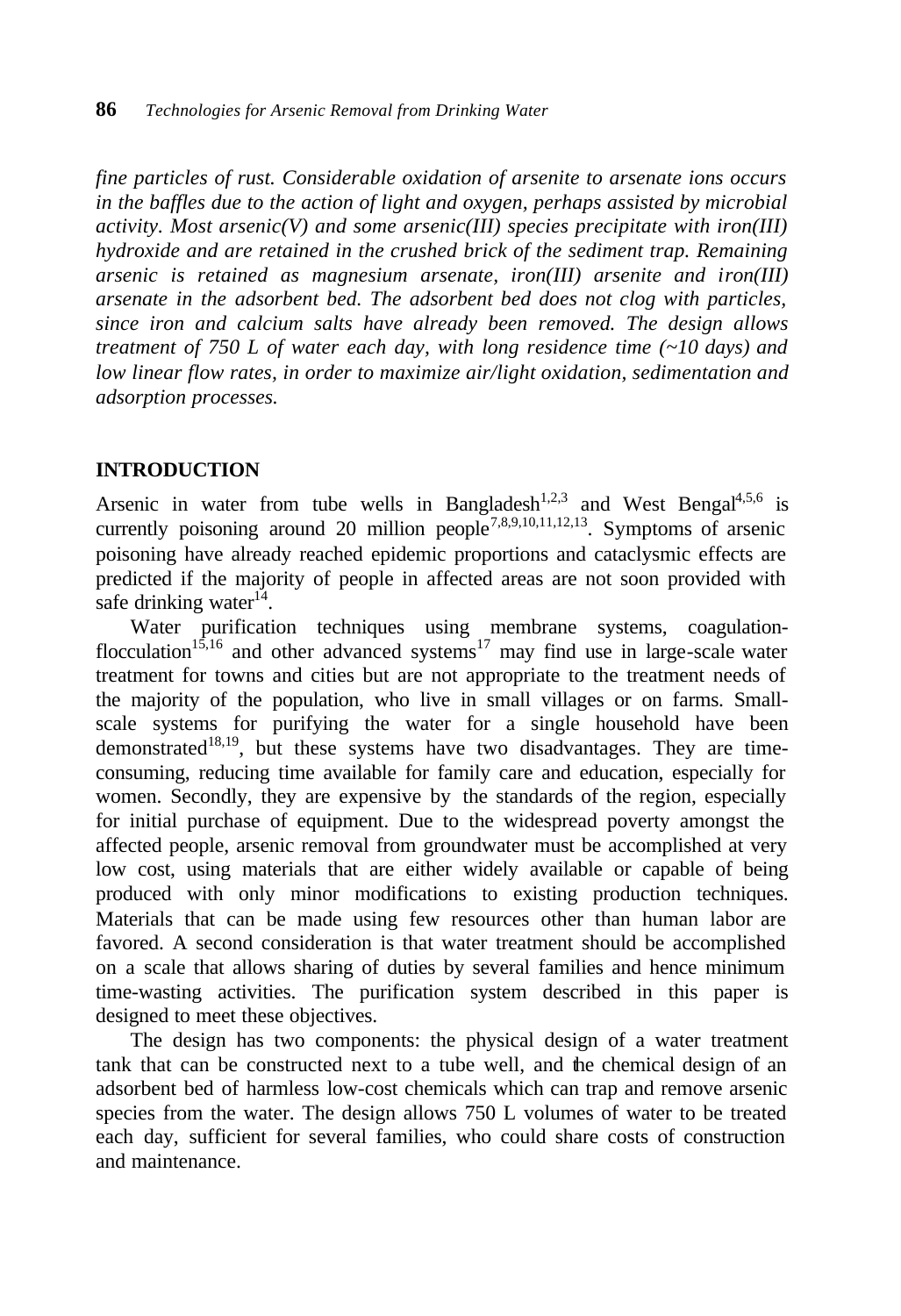*fine particles of rust. Considerable oxidation of arsenite to arsenate ions occurs in the baffles due to the action of light and oxygen, perhaps assisted by microbial activity. Most arsenic(V) and some arsenic(III) species precipitate with iron(III) hydroxide and are retained in the crushed brick of the sediment trap. Remaining arsenic is retained as magnesium arsenate, iron(III) arsenite and iron(III) arsenate in the adsorbent bed. The adsorbent bed does not clog with particles, since iron and calcium salts have already been removed. The design allows treatment of 750 L of water each day, with long residence time (~10 days) and low linear flow rates, in order to maximize air/light oxidation, sedimentation and adsorption processes.*

## INTRODUCTION

Arsenic in water from tube wells in Bangladesh[1,2,3] and West Bengal[4,5,6] is currently poisoning around 20 million people[7,8,9,10,11,12,13]. Symptoms of arsenic poisoning have already reached epidemic proportions and cataclysmic effects are predicted if the majority of people in affected areas are not soon provided with safe drinking water[14].

Water purification techniques using membrane systems, coagulation-flocculation[15,16] and other advanced systems[17] may find use in large-scale water treatment for towns and cities but are not appropriate to the treatment needs of the majority of the population, who live in small villages or on farms. Small-scale systems for purifying the water for a single household have been demonstrated[18,19], but these systems have two disadvantages. They are time-consuming, reducing time available for family care and education, especially for women. Secondly, they are expensive by the standards of the region, especially for initial purchase of equipment. Due to the widespread poverty amongst the affected people, arsenic removal from groundwater must be accomplished at very low cost, using materials that are either widely available or capable of being produced with only minor modifications to existing production techniques. Materials that can be made using few resources other than human labor are favored. A second consideration is that water treatment should be accomplished on a scale that allows sharing of duties by several families and hence minimum time-wasting activities. The purification system described in this paper is designed to meet these objectives.

The design has two components: the physical design of a water treatment tank that can be constructed next to a tube well, and the chemical design of an adsorbent bed of harmless low-cost chemicals which can trap and remove arsenic species from the water. The design allows 750 L volumes of water to be treated each day, sufficient for several families, who could share costs of construction and maintenance.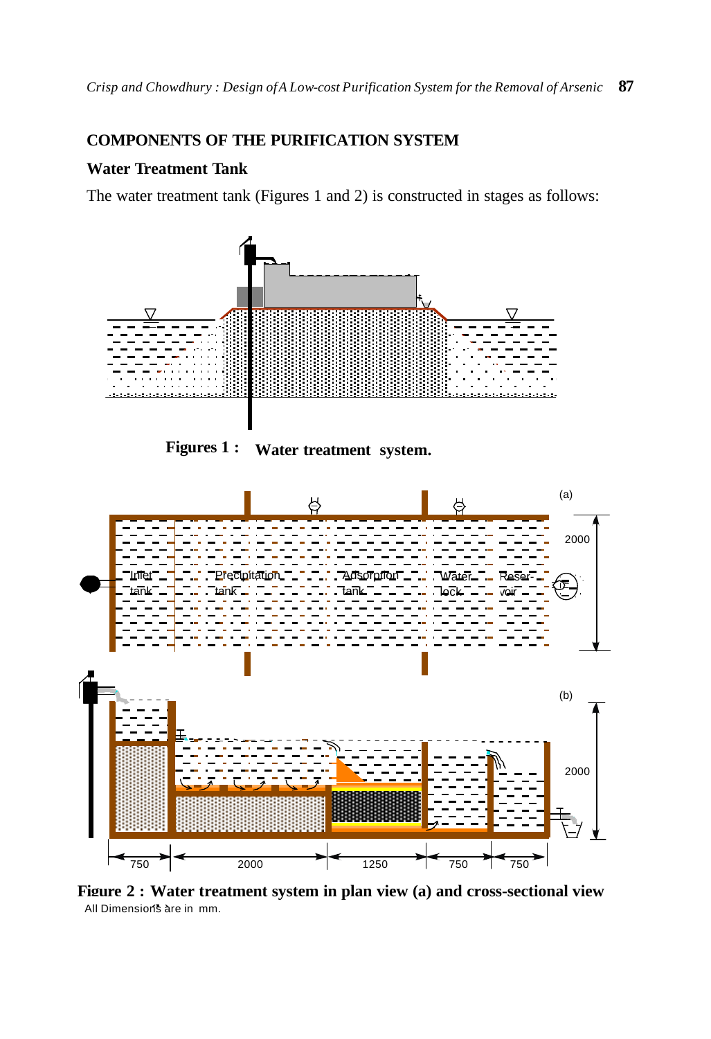## COMPONENTS OF THE PURIFICATION SYSTEM

### Water Treatment Tank

The water treatment tank (Figures 1 and 2) is constructed in stages as follows:

**Figures 1 : Water treatment system.**

**Figure 2 : Water treatment system in plan view (a) and cross-sectional view**

All Dimensions are in mm.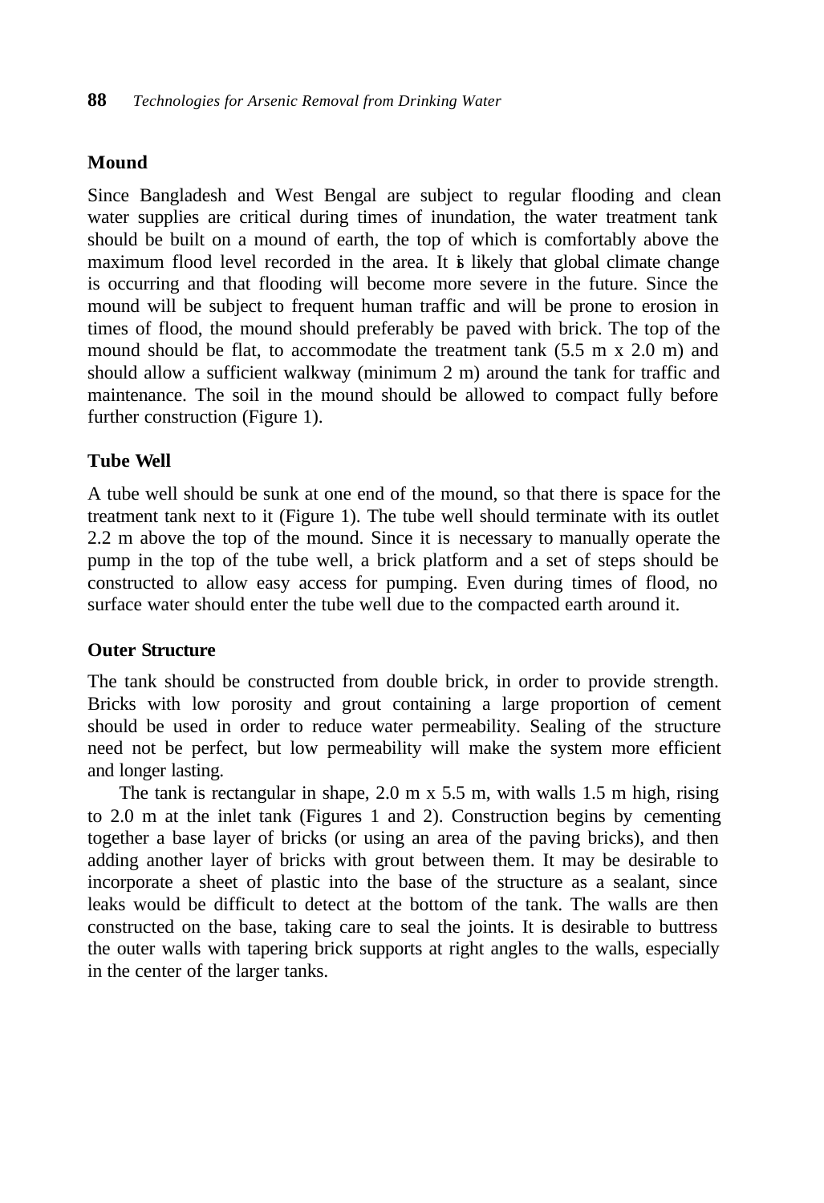### Mound

Since Bangladesh and West Bengal are subject to regular flooding and clean water supplies are critical during times of inundation, the water treatment tank should be built on a mound of earth, the top of which is comfortably above the maximum flood level recorded in the area. It is likely that global climate change is occurring and that flooding will become more severe in the future. Since the mound will be subject to frequent human traffic and will be prone to erosion in times of flood, the mound should preferably be paved with brick. The top of the mound should be flat, to accommodate the treatment tank (5.5 m x 2.0 m) and should allow a sufficient walkway (minimum 2 m) around the tank for traffic and maintenance. The soil in the mound should be allowed to compact fully before further construction (Figure 1).

### Tube Well

A tube well should be sunk at one end of the mound, so that there is space for the treatment tank next to it (Figure 1). The tube well should terminate with its outlet 2.2 m above the top of the mound. Since it is necessary to manually operate the pump in the top of the tube well, a brick platform and a set of steps should be constructed to allow easy access for pumping. Even during times of flood, no surface water should enter the tube well due to the compacted earth around it.

### Outer Structure

The tank should be constructed from double brick, in order to provide strength. Bricks with low porosity and grout containing a large proportion of cement should be used in order to reduce water permeability. Sealing of the structure need not be perfect, but low permeability will make the system more efficient and longer lasting.

The tank is rectangular in shape, 2.0 m x 5.5 m, with walls 1.5 m high, rising to 2.0 m at the inlet tank (Figures 1 and 2). Construction begins by cementing together a base layer of bricks (or using an area of the paving bricks), and then adding another layer of bricks with grout between them. It may be desirable to incorporate a sheet of plastic into the base of the structure as a sealant, since leaks would be difficult to detect at the bottom of the tank. The walls are then constructed on the base, taking care to seal the joints. It is desirable to buttress the outer walls with tapering brick supports at right angles to the walls, especially in the center of the larger tanks.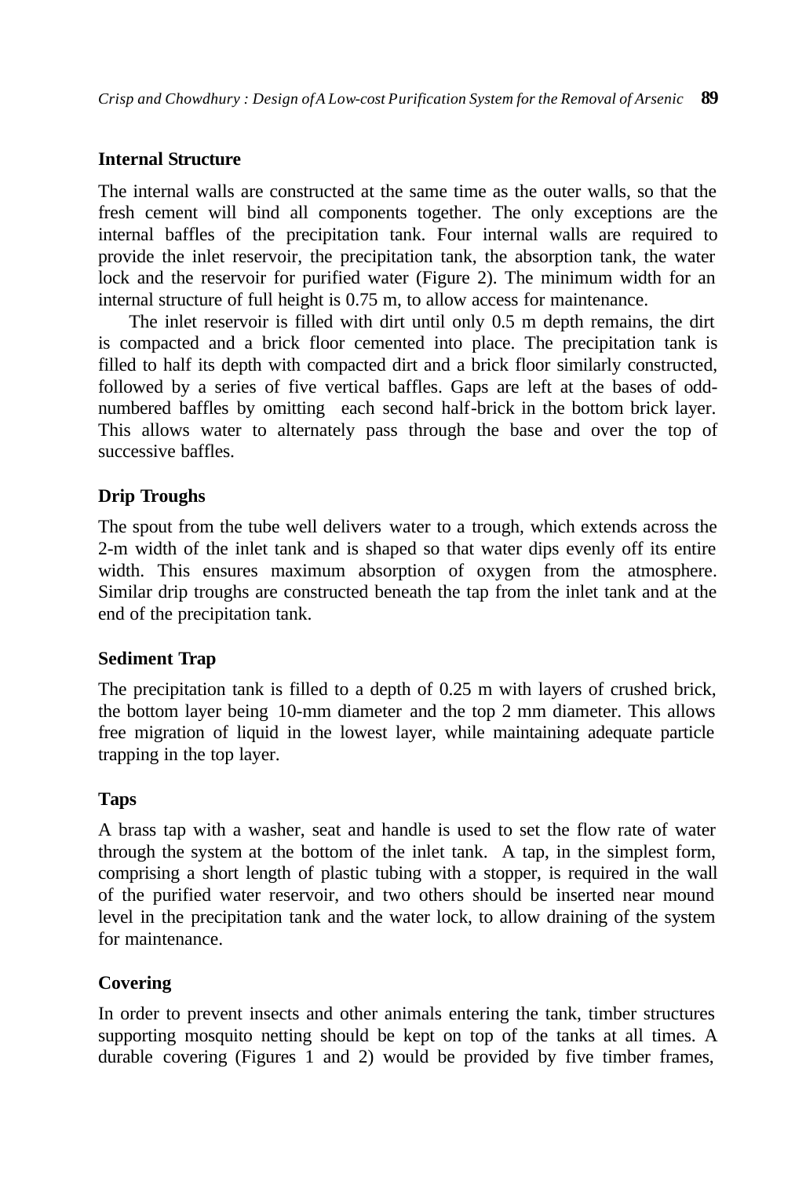### Internal Structure

The internal walls are constructed at the same time as the outer walls, so that the fresh cement will bind all components together. The only exceptions are the internal baffles of the precipitation tank. Four internal walls are required to provide the inlet reservoir, the precipitation tank, the absorption tank, the water lock and the reservoir for purified water (Figure 2). The minimum width for an internal structure of full height is 0.75 m, to allow access for maintenance.

The inlet reservoir is filled with dirt until only 0.5 m depth remains, the dirt is compacted and a brick floor cemented into place. The precipitation tank is filled to half its depth with compacted dirt and a brick floor similarly constructed, followed by a series of five vertical baffles. Gaps are left at the bases of odd-numbered baffles by omitting each second half-brick in the bottom brick layer. This allows water to alternately pass through the base and over the top of successive baffles.

### Drip Troughs

The spout from the tube well delivers water to a trough, which extends across the 2-m width of the inlet tank and is shaped so that water dips evenly off its entire width. This ensures maximum absorption of oxygen from the atmosphere. Similar drip troughs are constructed beneath the tap from the inlet tank and at the end of the precipitation tank.

### Sediment Trap

The precipitation tank is filled to a depth of 0.25 m with layers of crushed brick, the bottom layer being 10-mm diameter and the top 2 mm diameter. This allows free migration of liquid in the lowest layer, while maintaining adequate particle trapping in the top layer.

### Taps

A brass tap with a washer, seat and handle is used to set the flow rate of water through the system at the bottom of the inlet tank. A tap, in the simplest form, comprising a short length of plastic tubing with a stopper, is required in the wall of the purified water reservoir, and two others should be inserted near mound level in the precipitation tank and the water lock, to allow draining of the system for maintenance.

### Covering

In order to prevent insects and other animals entering the tank, timber structures supporting mosquito netting should be kept on top of the tanks at all times. A durable covering (Figures 1 and 2) would be provided by five timber frames,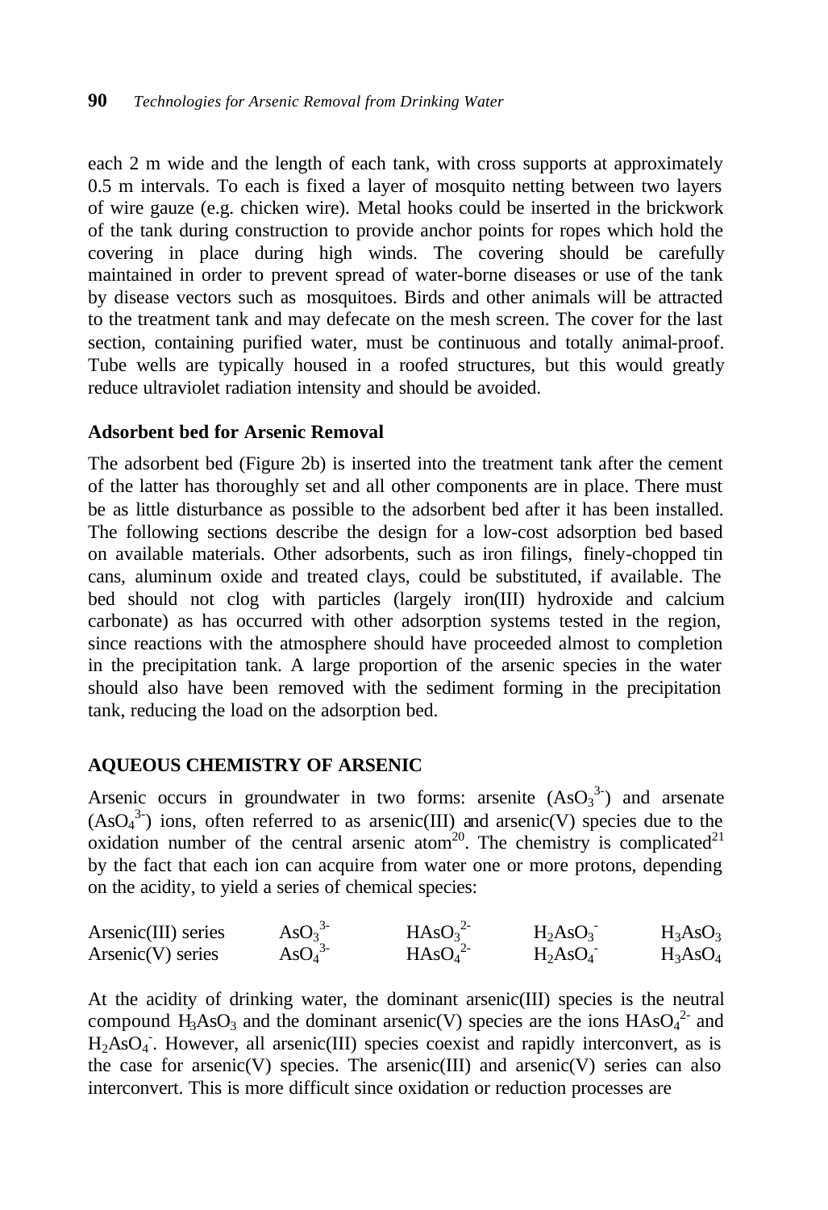each 2 m wide and the length of each tank, with cross supports at approximately 0.5 m intervals. To each is fixed a layer of mosquito netting between two layers of wire gauze (e.g. chicken wire). Metal hooks could be inserted in the brickwork of the tank during construction to provide anchor points for ropes which hold the covering in place during high winds. The covering should be carefully maintained in order to prevent spread of water-borne diseases or use of the tank by disease vectors such as mosquitoes. Birds and other animals will be attracted to the treatment tank and may defecate on the mesh screen. The cover for the last section, containing purified water, must be continuous and totally animal-proof. Tube wells are typically housed in a roofed structures, but this would greatly reduce ultraviolet radiation intensity and should be avoided.

### Adsorbent bed for Arsenic Removal

The adsorbent bed (Figure 2b) is inserted into the treatment tank after the cement of the latter has thoroughly set and all other components are in place. There must be as little disturbance as possible to the adsorbent bed after it has been installed. The following sections describe the design for a low-cost adsorption bed based on available materials. Other adsorbents, such as iron filings, finely-chopped tin cans, aluminum oxide and treated clays, could be substituted, if available. The bed should not clog with particles (largely iron(III) hydroxide and calcium carbonate) as has occurred with other adsorption systems tested in the region, since reactions with the atmosphere should have proceeded almost to completion in the precipitation tank. A large proportion of the arsenic species in the water should also have been removed with the sediment forming in the precipitation tank, reducing the load on the adsorption bed.

## AQUEOUS CHEMISTRY OF ARSENIC

Arsenic occurs in groundwater in two forms: arsenite ($AsO_3^{3-}$) and arsenate ($AsO_4^{3-}$) ions, often referred to as arsenic(III) and arsenic(V) species due to the oxidation number of the central arsenic atom[20]. The chemistry is complicated[21] by the fact that each ion can acquire from water one or more protons, depending on the acidity, to yield a series of chemical species:

| | | | | |
|---|---|---|---|---|
| Arsenic(III) series | $AsO_3^{3-}$ | $HAsO_3^{2-}$ | $H_2AsO_3^{-}$ | $H_3AsO_3$ |
| Arsenic(V) series | $AsO_4^{3-}$ | $HAsO_4^{2-}$ | $H_2AsO_4^{-}$ | $H_3AsO_4$ |

At the acidity of drinking water, the dominant arsenic(III) species is the neutral compound $H_3AsO_3$ and the dominant arsenic(V) species are the ions $HAsO_4^{2-}$ and $H_2AsO_4^{-}$. However, all arsenic(III) species coexist and rapidly interconvert, as is the case for arsenic(V) species. The arsenic(III) and arsenic(V) series can also interconvert. This is more difficult since oxidation or reduction processes are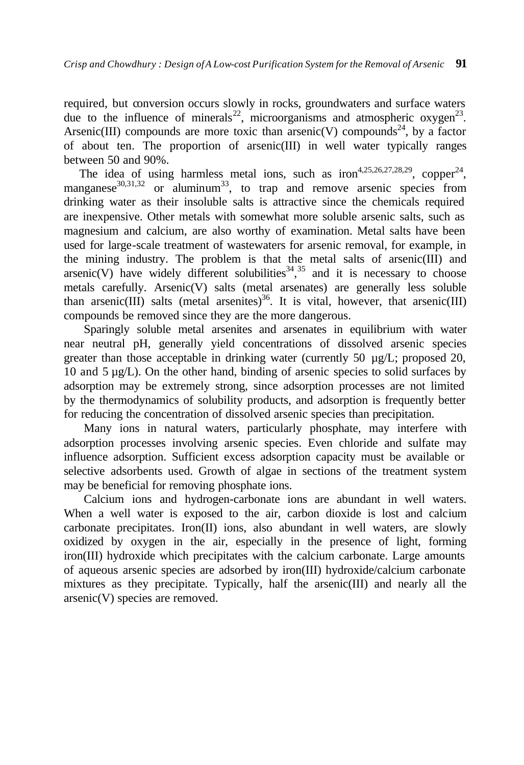required, but conversion occurs slowly in rocks, groundwaters and surface waters due to the influence of minerals[22], microorganisms and atmospheric oxygen[23]. Arsenic(III) compounds are more toxic than arsenic(V) compounds[24], by a factor of about ten. The proportion of arsenic(III) in well water typically ranges between 50 and 90%.

The idea of using harmless metal ions, such as iron[4,25,26,27,28,29], copper[24], manganese[30,31,32] or aluminum[33], to trap and remove arsenic species from drinking water as their insoluble salts is attractive since the chemicals required are inexpensive. Other metals with somewhat more soluble arsenic salts, such as magnesium and calcium, are also worthy of examination. Metal salts have been used for large-scale treatment of wastewaters for arsenic removal, for example, in the mining industry. The problem is that the metal salts of arsenic(III) and arsenic(V) have widely different solubilities[34,35] and it is necessary to choose metals carefully. Arsenic(V) salts (metal arsenates) are generally less soluble than arsenic(III) salts (metal arsenites)[36]. It is vital, however, that arsenic(III) compounds be removed since they are the more dangerous.

Sparingly soluble metal arsenites and arsenates in equilibrium with water near neutral pH, generally yield concentrations of dissolved arsenic species greater than those acceptable in drinking water (currently 50 µg/L; proposed 20, 10 and 5 µg/L). On the other hand, binding of arsenic species to solid surfaces by adsorption may be extremely strong, since adsorption processes are not limited by the thermodynamics of solubility products, and adsorption is frequently better for reducing the concentration of dissolved arsenic species than precipitation.

Many ions in natural waters, particularly phosphate, may interfere with adsorption processes involving arsenic species. Even chloride and sulfate may influence adsorption. Sufficient excess adsorption capacity must be available or selective adsorbents used. Growth of algae in sections of the treatment system may be beneficial for removing phosphate ions.

Calcium ions and hydrogen-carbonate ions are abundant in well waters. When a well water is exposed to the air, carbon dioxide is lost and calcium carbonate precipitates. Iron(II) ions, also abundant in well waters, are slowly oxidized by oxygen in the air, especially in the presence of light, forming iron(III) hydroxide which precipitates with the calcium carbonate. Large amounts of aqueous arsenic species are adsorbed by iron(III) hydroxide/calcium carbonate mixtures as they precipitate. Typically, half the arsenic(III) and nearly all the arsenic(V) species are removed.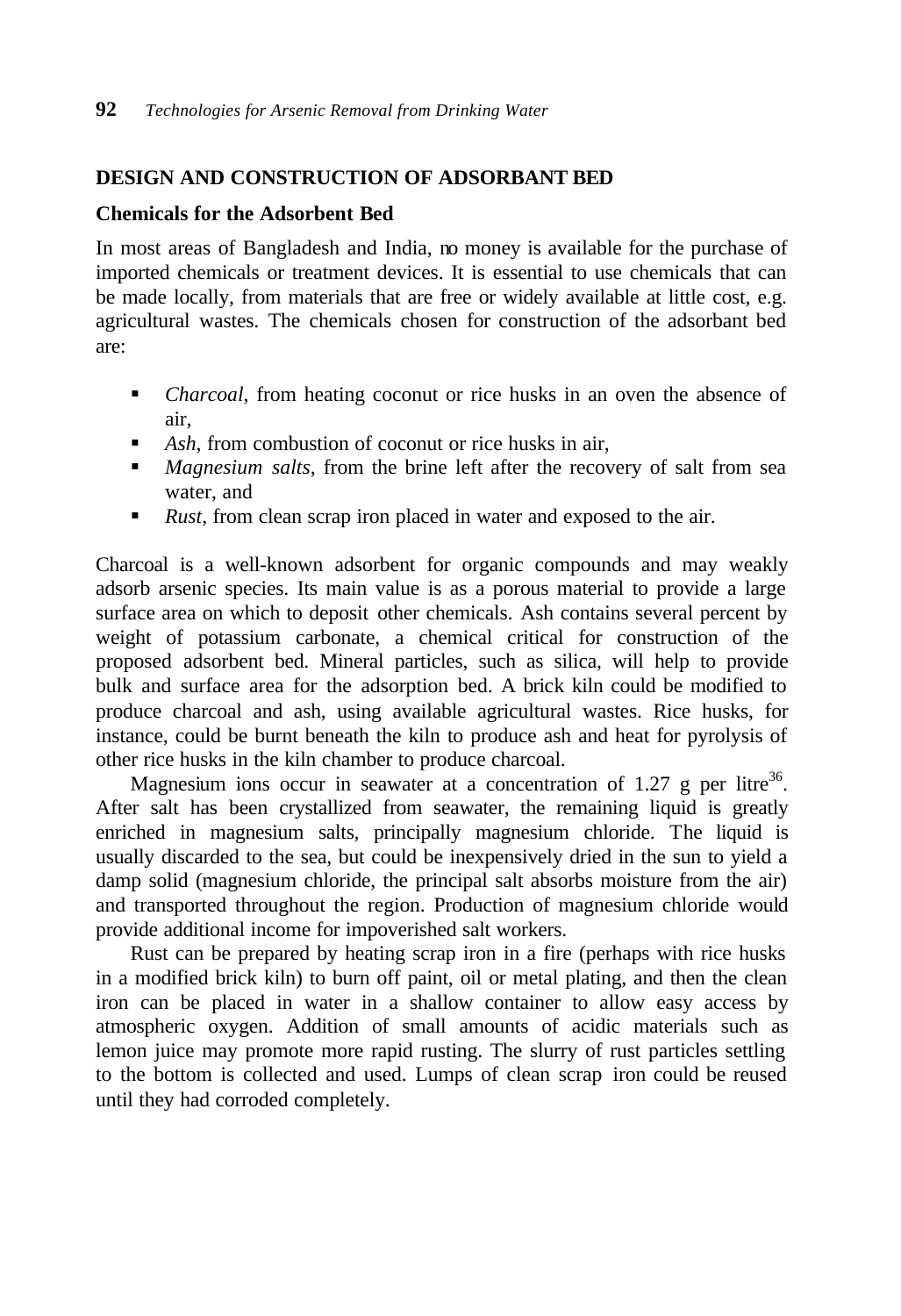## DESIGN AND CONSTRUCTION OF ADSORBANT BED

### Chemicals for the Adsorbent Bed

In most areas of Bangladesh and India, no money is available for the purchase of imported chemicals or treatment devices. It is essential to use chemicals that can be made locally, from materials that are free or widely available at little cost, e.g. agricultural wastes. The chemicals chosen for construction of the adsorbant bed are:

- *Charcoal*, from heating coconut or rice husks in an oven the absence of air,
- *Ash*, from combustion of coconut or rice husks in air,
- *Magnesium salts*, from the brine left after the recovery of salt from sea water, and
- *Rust*, from clean scrap iron placed in water and exposed to the air.

Charcoal is a well-known adsorbent for organic compounds and may weakly adsorb arsenic species. Its main value is as a porous material to provide a large surface area on which to deposit other chemicals. Ash contains several percent by weight of potassium carbonate, a chemical critical for construction of the proposed adsorbent bed. Mineral particles, such as silica, will help to provide bulk and surface area for the adsorption bed. A brick kiln could be modified to produce charcoal and ash, using available agricultural wastes. Rice husks, for instance, could be burnt beneath the kiln to produce ash and heat for pyrolysis of other rice husks in the kiln chamber to produce charcoal.

Magnesium ions occur in seawater at a concentration of 1.27 g per litre[36]. After salt has been crystallized from seawater, the remaining liquid is greatly enriched in magnesium salts, principally magnesium chloride. The liquid is usually discarded to the sea, but could be inexpensively dried in the sun to yield a damp solid (magnesium chloride, the principal salt absorbs moisture from the air) and transported throughout the region. Production of magnesium chloride would provide additional income for impoverished salt workers.

Rust can be prepared by heating scrap iron in a fire (perhaps with rice husks in a modified brick kiln) to burn off paint, oil or metal plating, and then the clean iron can be placed in water in a shallow container to allow easy access by atmospheric oxygen. Addition of small amounts of acidic materials such as lemon juice may promote more rapid rusting. The slurry of rust particles settling to the bottom is collected and used. Lumps of clean scrap iron could be reused until they had corroded completely.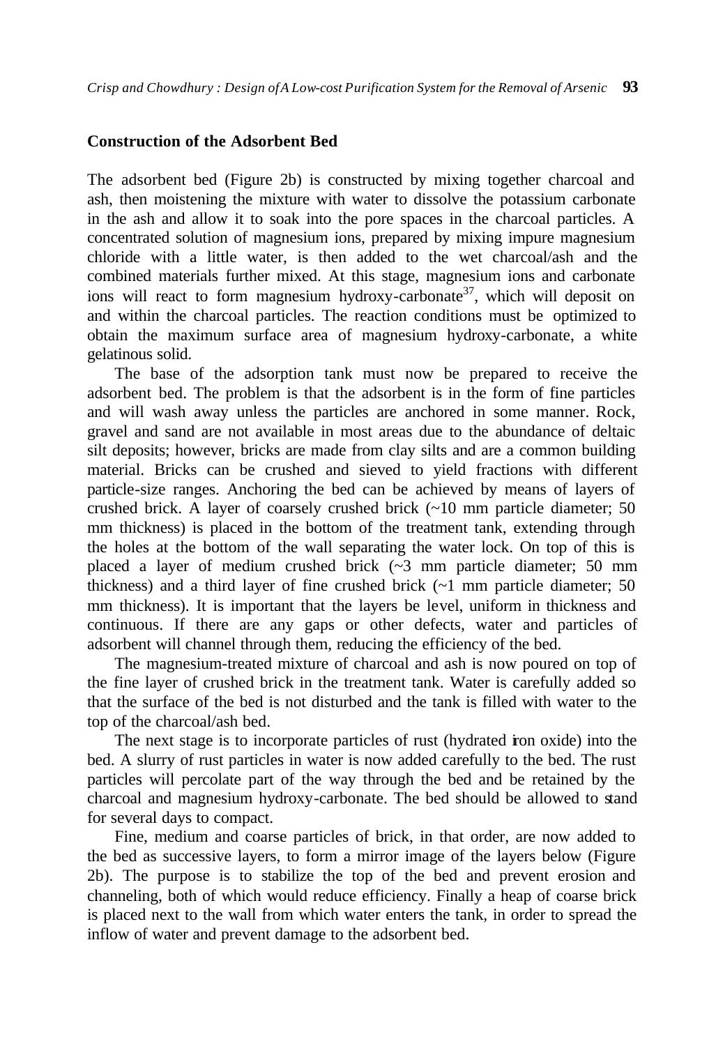## Construction of the Adsorbent Bed

The adsorbent bed (Figure 2b) is constructed by mixing together charcoal and ash, then moistening the mixture with water to dissolve the potassium carbonate in the ash and allow it to soak into the pore spaces in the charcoal particles. A concentrated solution of magnesium ions, prepared by mixing impure magnesium chloride with a little water, is then added to the wet charcoal/ash and the combined materials further mixed. At this stage, magnesium ions and carbonate ions will react to form magnesium hydroxy-carbonate[37], which will deposit on and within the charcoal particles. The reaction conditions must be optimized to obtain the maximum surface area of magnesium hydroxy-carbonate, a white gelatinous solid.

The base of the adsorption tank must now be prepared to receive the adsorbent bed. The problem is that the adsorbent is in the form of fine particles and will wash away unless the particles are anchored in some manner. Rock, gravel and sand are not available in most areas due to the abundance of deltaic silt deposits; however, bricks are made from clay silts and are a common building material. Bricks can be crushed and sieved to yield fractions with different particle-size ranges. Anchoring the bed can be achieved by means of layers of crushed brick. A layer of coarsely crushed brick (~10 mm particle diameter; 50 mm thickness) is placed in the bottom of the treatment tank, extending through the holes at the bottom of the wall separating the water lock. On top of this is placed a layer of medium crushed brick (~3 mm particle diameter; 50 mm thickness) and a third layer of fine crushed brick (~1 mm particle diameter; 50 mm thickness). It is important that the layers be level, uniform in thickness and continuous. If there are any gaps or other defects, water and particles of adsorbent will channel through them, reducing the efficiency of the bed.

The magnesium-treated mixture of charcoal and ash is now poured on top of the fine layer of crushed brick in the treatment tank. Water is carefully added so that the surface of the bed is not disturbed and the tank is filled with water to the top of the charcoal/ash bed.

The next stage is to incorporate particles of rust (hydrated iron oxide) into the bed. A slurry of rust particles in water is now added carefully to the bed. The rust particles will percolate part of the way through the bed and be retained by the charcoal and magnesium hydroxy-carbonate. The bed should be allowed to stand for several days to compact.

Fine, medium and coarse particles of brick, in that order, are now added to the bed as successive layers, to form a mirror image of the layers below (Figure 2b). The purpose is to stabilize the top of the bed and prevent erosion and channeling, both of which would reduce efficiency. Finally a heap of coarse brick is placed next to the wall from which water enters the tank, in order to spread the inflow of water and prevent damage to the adsorbent bed.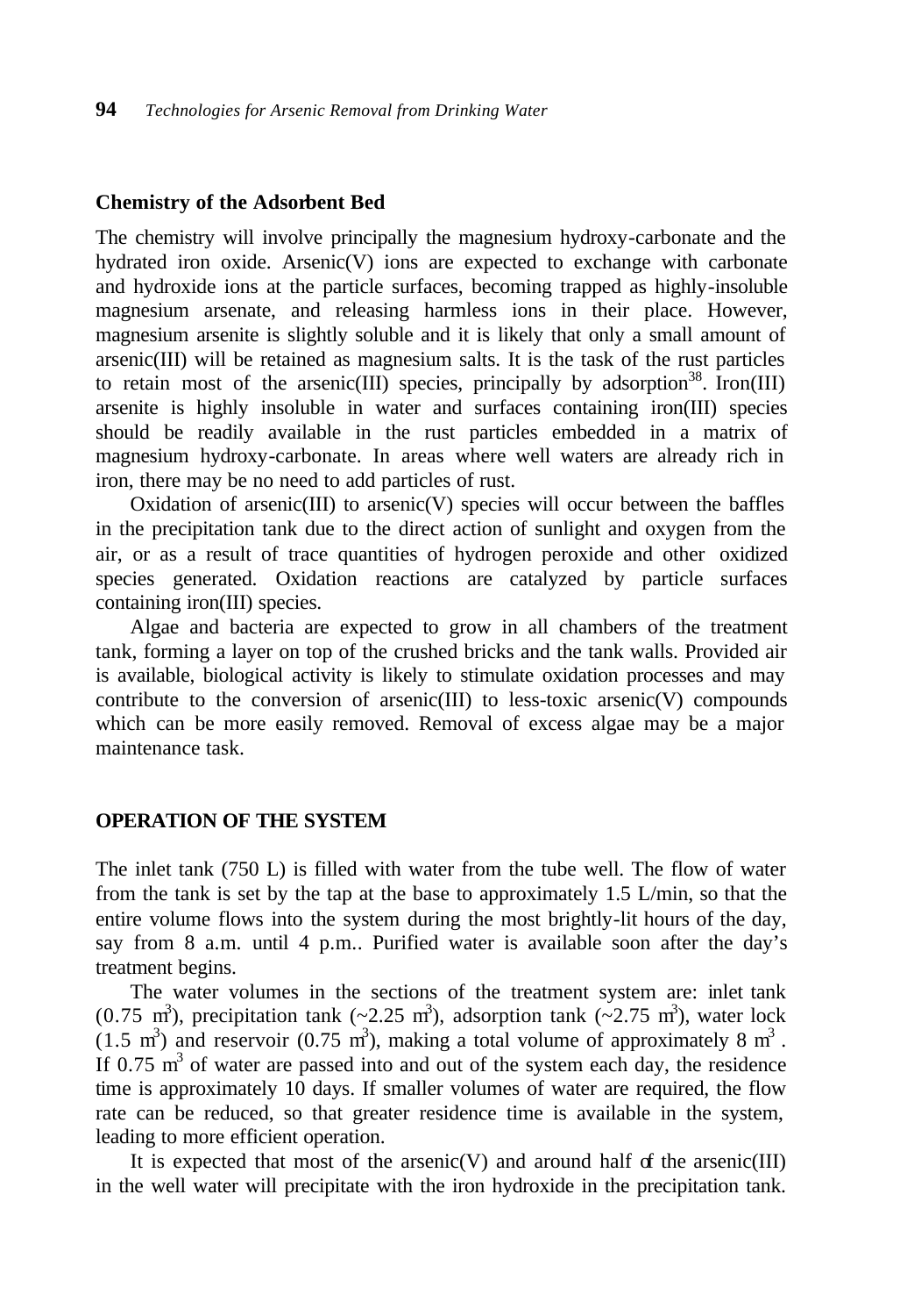### Chemistry of the Adsorbent Bed

The chemistry will involve principally the magnesium hydroxy-carbonate and the hydrated iron oxide. Arsenic(V) ions are expected to exchange with carbonate and hydroxide ions at the particle surfaces, becoming trapped as highly-insoluble magnesium arsenate, and releasing harmless ions in their place. However, magnesium arsenite is slightly soluble and it is likely that only a small amount of arsenic(III) will be retained as magnesium salts. It is the task of the rust particles to retain most of the arsenic(III) species, principally by adsorption[38]. Iron(III) arsenite is highly insoluble in water and surfaces containing iron(III) species should be readily available in the rust particles embedded in a matrix of magnesium hydroxy-carbonate. In areas where well waters are already rich in iron, there may be no need to add particles of rust.

Oxidation of arsenic(III) to arsenic(V) species will occur between the baffles in the precipitation tank due to the direct action of sunlight and oxygen from the air, or as a result of trace quantities of hydrogen peroxide and other oxidized species generated. Oxidation reactions are catalyzed by particle surfaces containing iron(III) species.

Algae and bacteria are expected to grow in all chambers of the treatment tank, forming a layer on top of the crushed bricks and the tank walls. Provided air is available, biological activity is likely to stimulate oxidation processes and may contribute to the conversion of arsenic(III) to less-toxic arsenic(V) compounds which can be more easily removed. Removal of excess algae may be a major maintenance task.

## OPERATION OF THE SYSTEM

The inlet tank (750 L) is filled with water from the tube well. The flow of water from the tank is set by the tap at the base to approximately 1.5 L/min, so that the entire volume flows into the system during the most brightly-lit hours of the day, say from 8 a.m. until 4 p.m.. Purified water is available soon after the day's treatment begins.

The water volumes in the sections of the treatment system are: inlet tank (0.75 $m^3$), precipitation tank (~2.25 $m^3$), adsorption tank (~2.75 $m^3$), water lock (1.5 $m^3$) and reservoir (0.75 $m^3$), making a total volume of approximately 8 $m^3$. If 0.75 $m^3$ of water are passed into and out of the system each day, the residence time is approximately 10 days. If smaller volumes of water are required, the flow rate can be reduced, so that greater residence time is available in the system, leading to more efficient operation.

It is expected that most of the arsenic(V) and around half of the arsenic(III) in the well water will precipitate with the iron hydroxide in the precipitation tank.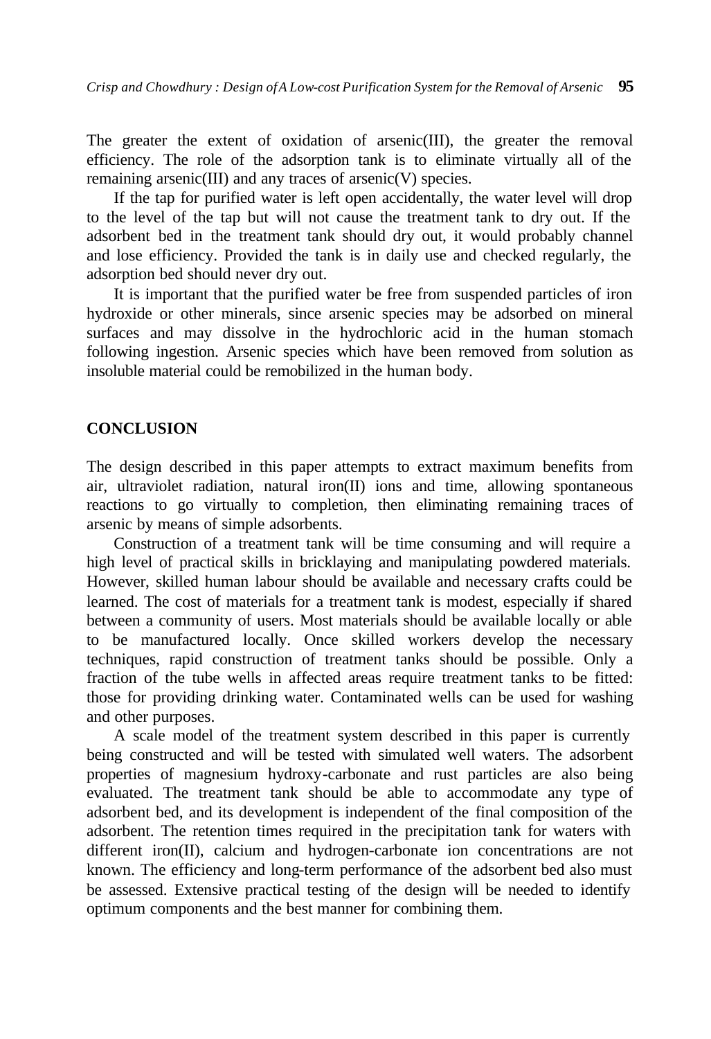The greater the extent of oxidation of arsenic(III), the greater the removal efficiency. The role of the adsorption tank is to eliminate virtually all of the remaining arsenic(III) and any traces of arsenic(V) species.

If the tap for purified water is left open accidentally, the water level will drop to the level of the tap but will not cause the treatment tank to dry out. If the adsorbent bed in the treatment tank should dry out, it would probably channel and lose efficiency. Provided the tank is in daily use and checked regularly, the adsorption bed should never dry out.

It is important that the purified water be free from suspended particles of iron hydroxide or other minerals, since arsenic species may be adsorbed on mineral surfaces and may dissolve in the hydrochloric acid in the human stomach following ingestion. Arsenic species which have been removed from solution as insoluble material could be remobilized in the human body.

## CONCLUSION

The design described in this paper attempts to extract maximum benefits from air, ultraviolet radiation, natural iron(II) ions and time, allowing spontaneous reactions to go virtually to completion, then eliminating remaining traces of arsenic by means of simple adsorbents.

Construction of a treatment tank will be time consuming and will require a high level of practical skills in bricklaying and manipulating powdered materials. However, skilled human labour should be available and necessary crafts could be learned. The cost of materials for a treatment tank is modest, especially if shared between a community of users. Most materials should be available locally or able to be manufactured locally. Once skilled workers develop the necessary techniques, rapid construction of treatment tanks should be possible. Only a fraction of the tube wells in affected areas require treatment tanks to be fitted: those for providing drinking water. Contaminated wells can be used for washing and other purposes.

A scale model of the treatment system described in this paper is currently being constructed and will be tested with simulated well waters. The adsorbent properties of magnesium hydroxy-carbonate and rust particles are also being evaluated. The treatment tank should be able to accommodate any type of adsorbent bed, and its development is independent of the final composition of the adsorbent. The retention times required in the precipitation tank for waters with different iron(II), calcium and hydrogen-carbonate ion concentrations are not known. The efficiency and long-term performance of the adsorbent bed also must be assessed. Extensive practical testing of the design will be needed to identify optimum components and the best manner for combining them.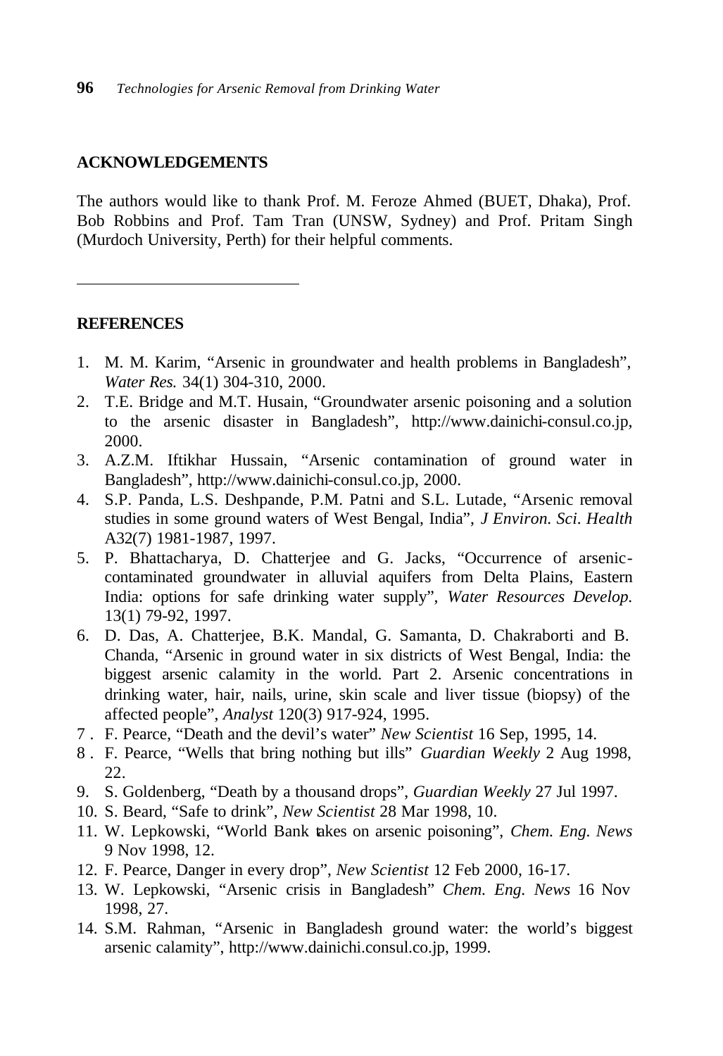## ACKNOWLEDGEMENTS

The authors would like to thank Prof. M. Feroze Ahmed (BUET, Dhaka), Prof. Bob Robbins and Prof. Tam Tran (UNSW, Sydney) and Prof. Pritam Singh (Murdoch University, Perth) for their helpful comments.

---

## REFERENCES

1. M. M. Karim, "Arsenic in groundwater and health problems in Bangladesh", *Water Res.* 34(1) 304-310, 2000.
2. T.E. Bridge and M.T. Husain, "Groundwater arsenic poisoning and a solution to the arsenic disaster in Bangladesh", http://www.dainichi-consul.co.jp, 2000.
3. A.Z.M. Iftikhar Hussain, "Arsenic contamination of ground water in Bangladesh", http://www.dainichi-consul.co.jp, 2000.
4. S.P. Panda, L.S. Deshpande, P.M. Patni and S.L. Lutade, "Arsenic removal studies in some ground waters of West Bengal, India", *J Environ. Sci. Health* A32(7) 1981-1987, 1997.
5. P. Bhattacharya, D. Chatterjee and G. Jacks, "Occurrence of arsenic-contaminated groundwater in alluvial aquifers from Delta Plains, Eastern India: options for safe drinking water supply", *Water Resources Develop.* 13(1) 79-92, 1997.
6. D. Das, A. Chatterjee, B.K. Mandal, G. Samanta, D. Chakraborti and B. Chanda, "Arsenic in ground water in six districts of West Bengal, India: the biggest arsenic calamity in the world. Part 2. Arsenic concentrations in drinking water, hair, nails, urine, skin scale and liver tissue (biopsy) of the affected people", *Analyst* 120(3) 917-924, 1995.
7. F. Pearce, "Death and the devil's water" *New Scientist* 16 Sep, 1995, 14.
8. F. Pearce, "Wells that bring nothing but ills" *Guardian Weekly* 2 Aug 1998, 22.
9. S. Goldenberg, "Death by a thousand drops", *Guardian Weekly* 27 Jul 1997.
10. S. Beard, "Safe to drink", *New Scientist* 28 Mar 1998, 10.
11. W. Lepkowski, "World Bank takes on arsenic poisoning", *Chem. Eng. News* 9 Nov 1998, 12.
12. F. Pearce, Danger in every drop", *New Scientist* 12 Feb 2000, 16-17.
13. W. Lepkowski, "Arsenic crisis in Bangladesh" *Chem. Eng. News* 16 Nov 1998, 27.
14. S.M. Rahman, "Arsenic in Bangladesh ground water: the world's biggest arsenic calamity", http://www.dainichi.consul.co.jp, 1999.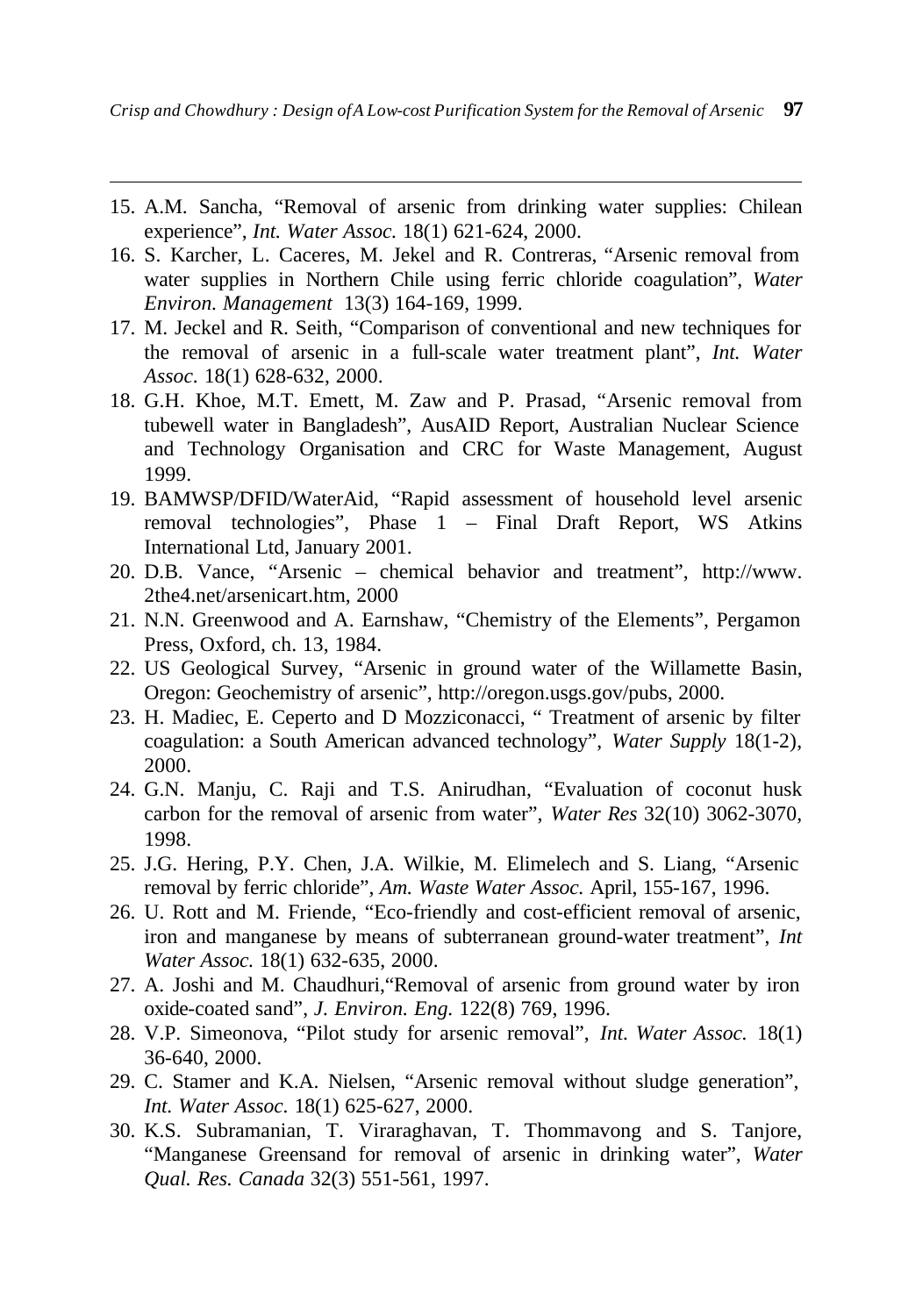15. A.M. Sancha, "Removal of arsenic from drinking water supplies: Chilean experience", *Int. Water Assoc.* 18(1) 621-624, 2000.
16. S. Karcher, L. Caceres, M. Jekel and R. Contreras, "Arsenic removal from water supplies in Northern Chile using ferric chloride coagulation", *Water Environ. Management* 13(3) 164-169, 1999.
17. M. Jeckel and R. Seith, "Comparison of conventional and new techniques for the removal of arsenic in a full-scale water treatment plant", *Int. Water Assoc.* 18(1) 628-632, 2000.
18. G.H. Khoe, M.T. Emett, M. Zaw and P. Prasad, "Arsenic removal from tubewell water in Bangladesh", AusAID Report, Australian Nuclear Science and Technology Organisation and CRC for Waste Management, August 1999.
19. BAMWSP/DFID/WaterAid, "Rapid assessment of household level arsenic removal technologies", Phase 1 – Final Draft Report, WS Atkins International Ltd, January 2001.
20. D.B. Vance, "Arsenic – chemical behavior and treatment", http://www.2the4.net/arsenicart.htm, 2000
21. N.N. Greenwood and A. Earnshaw, "Chemistry of the Elements", Pergamon Press, Oxford, ch. 13, 1984.
22. US Geological Survey, "Arsenic in ground water of the Willamette Basin, Oregon: Geochemistry of arsenic", http://oregon.usgs.gov/pubs, 2000.
23. H. Madiec, E. Ceperto and D Mozziconacci, " Treatment of arsenic by filter coagulation: a South American advanced technology", *Water Supply* 18(1-2), 2000.
24. G.N. Manju, C. Raji and T.S. Anirudhan, "Evaluation of coconut husk carbon for the removal of arsenic from water", *Water Res* 32(10) 3062-3070, 1998.
25. J.G. Hering, P.Y. Chen, J.A. Wilkie, M. Elimelech and S. Liang, "Arsenic removal by ferric chloride", *Am. Waste Water Assoc.* April, 155-167, 1996.
26. U. Rott and M. Friende, "Eco-friendly and cost-efficient removal of arsenic, iron and manganese by means of subterranean ground-water treatment", *Int Water Assoc.* 18(1) 632-635, 2000.
27. A. Joshi and M. Chaudhuri,"Removal of arsenic from ground water by iron oxide-coated sand", *J. Environ. Eng.* 122(8) 769, 1996.
28. V.P. Simeonova, "Pilot study for arsenic removal", *Int. Water Assoc.* 18(1) 36-640, 2000.
29. C. Stamer and K.A. Nielsen, "Arsenic removal without sludge generation", *Int. Water Assoc.* 18(1) 625-627, 2000.
30. K.S. Subramanian, T. Viraraghavan, T. Thommavong and S. Tanjore, "Manganese Greensand for removal of arsenic in drinking water", *Water Qual. Res. Canada* 32(3) 551-561, 1997.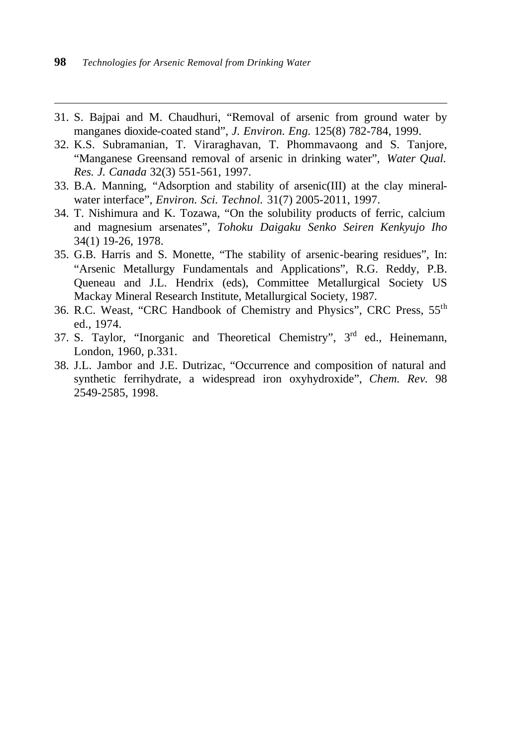31. S. Bajpai and M. Chaudhuri, "Removal of arsenic from ground water by manganes dioxide-coated stand", *J. Environ. Eng.* 125(8) 782-784, 1999.
32. K.S. Subramanian, T. Viraraghavan, T. Phommavaong and S. Tanjore, "Manganese Greensand removal of arsenic in drinking water", *Water Qual. Res. J. Canada* 32(3) 551-561, 1997.
33. B.A. Manning, "Adsorption and stability of arsenic(III) at the clay mineral-water interface", *Environ. Sci. Technol.* 31(7) 2005-2011, 1997.
34. T. Nishimura and K. Tozawa, "On the solubility products of ferric, calcium and magnesium arsenates", *Tohoku Daigaku Senko Seiren Kenkyujo Iho* 34(1) 19-26, 1978.
35. G.B. Harris and S. Monette, "The stability of arsenic-bearing residues", In: "Arsenic Metallurgy Fundamentals and Applications", R.G. Reddy, P.B. Queneau and J.L. Hendrix (eds), Committee Metallurgical Society US Mackay Mineral Research Institute, Metallurgical Society, 1987.
36. R.C. Weast, "CRC Handbook of Chemistry and Physics", CRC Press, 55th ed., 1974.
37. S. Taylor, "Inorganic and Theoretical Chemistry", 3rd ed., Heinemann, London, 1960, p.331.
38. J.L. Jambor and J.E. Dutrizac, "Occurrence and composition of natural and synthetic ferrihydrate, a widespread iron oxyhydroxide", *Chem. Rev.* 98 2549-2585, 1998.